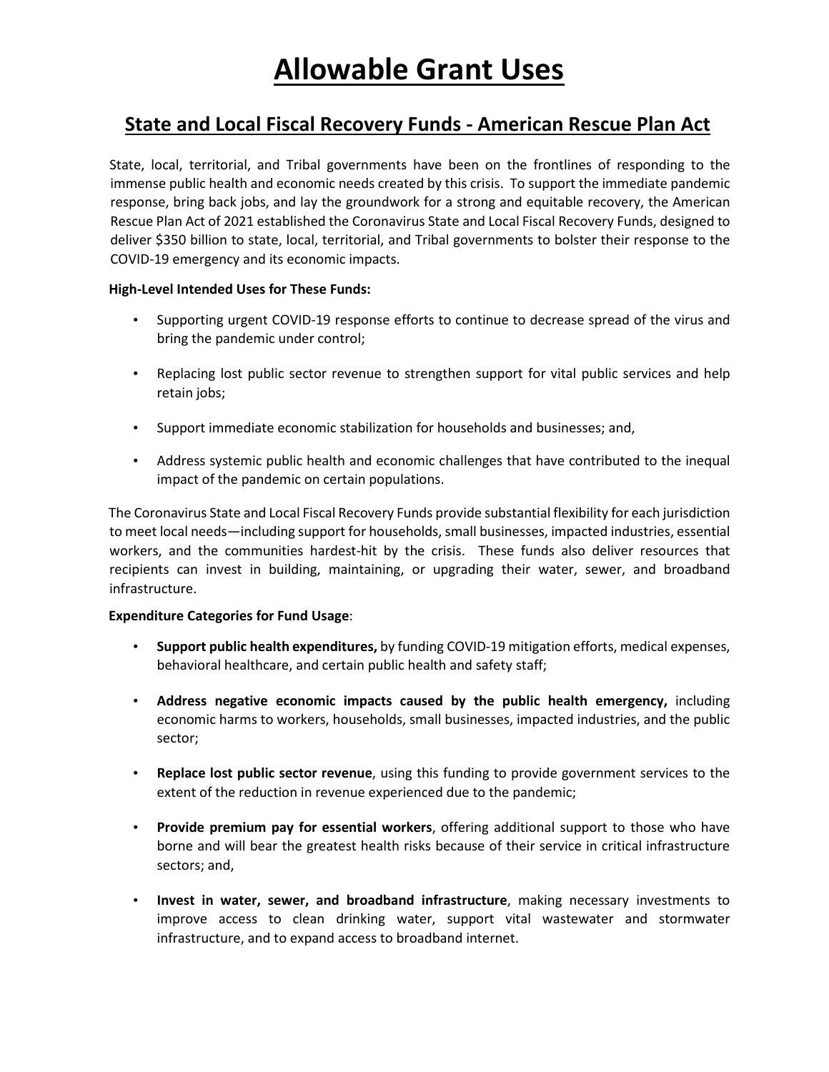# Allowable Grant Uses

## State and Local Fiscal Recovery Funds - American Rescue Plan Act

State, local, territorial, and Tribal governments have been on the frontlines of responding to the immense public health and economic needs created by this crisis. To support the immediate pandemic response, bring back jobs, and lay the groundwork for a strong and equitable recovery, the American Rescue Plan Act of 2021 established the Coronavirus State and Local Fiscal Recovery Funds, designed to deliver $350 billion to state, local, territorial, and Tribal governments to bolster their response to the COVID-19 emergency and its economic impacts.

**High-Level Intended Uses for These Funds:**

- Supporting urgent COVID-19 response efforts to continue to decrease spread of the virus and bring the pandemic under control;
- Replacing lost public sector revenue to strengthen support for vital public services and help retain jobs;
- Support immediate economic stabilization for households and businesses; and,
- Address systemic public health and economic challenges that have contributed to the inequal impact of the pandemic on certain populations.

The Coronavirus State and Local Fiscal Recovery Funds provide substantial flexibility for each jurisdiction to meet local needs—including support for households, small businesses, impacted industries, essential workers, and the communities hardest-hit by the crisis. These funds also deliver resources that recipients can invest in building, maintaining, or upgrading their water, sewer, and broadband infrastructure.

**Expenditure Categories for Fund Usage**:

- **Support public health expenditures,** by funding COVID-19 mitigation efforts, medical expenses, behavioral healthcare, and certain public health and safety staff;
- **Address negative economic impacts caused by the public health emergency,** including economic harms to workers, households, small businesses, impacted industries, and the public sector;
- **Replace lost public sector revenue**, using this funding to provide government services to the extent of the reduction in revenue experienced due to the pandemic;
- **Provide premium pay for essential workers**, offering additional support to those who have borne and will bear the greatest health risks because of their service in critical infrastructure sectors; and,
- **Invest in water, sewer, and broadband infrastructure**, making necessary investments to improve access to clean drinking water, support vital wastewater and stormwater infrastructure, and to expand access to broadband internet.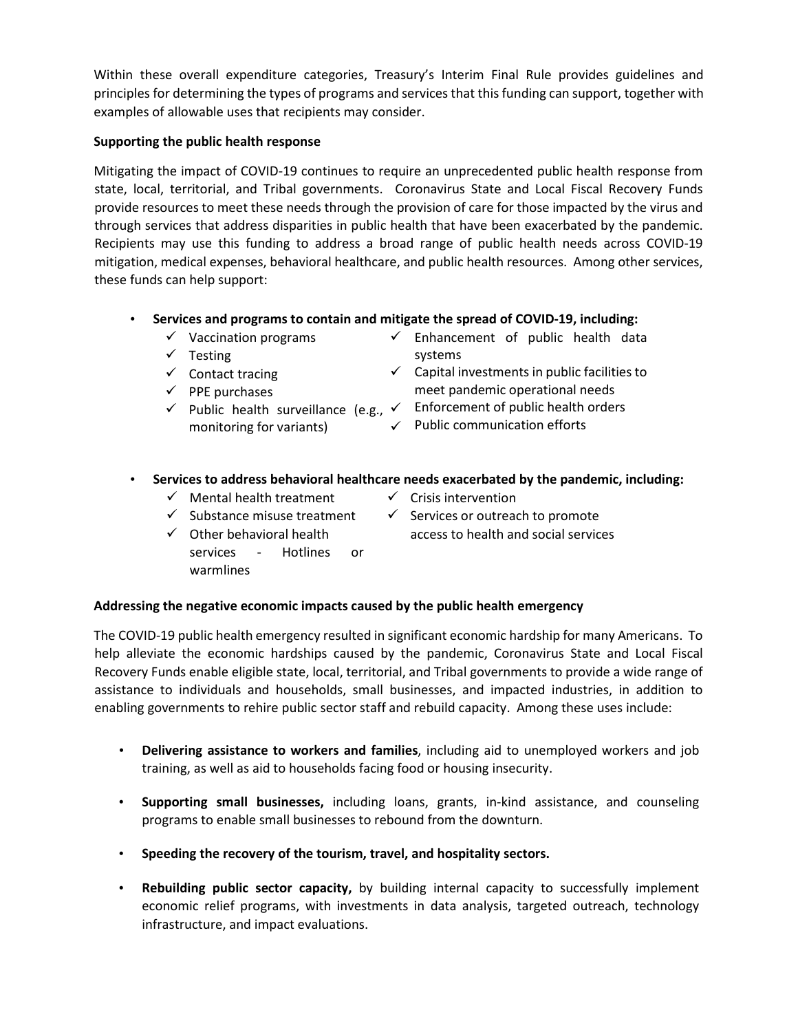Within these overall expenditure categories, Treasury's Interim Final Rule provides guidelines and principles for determining the types of programs and services that this funding can support, together with examples of allowable uses that recipients may consider.

**Supporting the public health response**

Mitigating the impact of COVID-19 continues to require an unprecedented public health response from state, local, territorial, and Tribal governments. Coronavirus State and Local Fiscal Recovery Funds provide resources to meet these needs through the provision of care for those impacted by the virus and through services that address disparities in public health that have been exacerbated by the pandemic. Recipients may use this funding to address a broad range of public health needs across COVID-19 mitigation, medical expenses, behavioral healthcare, and public health resources. Among other services, these funds can help support:

- **Services and programs to contain and mitigate the spread of COVID-19, including:**
  - ✓ Vaccination programs
  - ✓ Testing
  - ✓ Contact tracing
  - ✓ PPE purchases
  - ✓ Public health surveillance (e.g., monitoring for variants)
  - ✓ Enhancement of public health data systems
  - ✓ Capital investments in public facilities to meet pandemic operational needs
  - ✓ Enforcement of public health orders
  - ✓ Public communication efforts

- **Services to address behavioral healthcare needs exacerbated by the pandemic, including:**
  - ✓ Mental health treatment
  - ✓ Substance misuse treatment
  - ✓ Other behavioral health services - Hotlines or warmlines
  - ✓ Crisis intervention
  - ✓ Services or outreach to promote access to health and social services

**Addressing the negative economic impacts caused by the public health emergency**

The COVID-19 public health emergency resulted in significant economic hardship for many Americans. To help alleviate the economic hardships caused by the pandemic, Coronavirus State and Local Fiscal Recovery Funds enable eligible state, local, territorial, and Tribal governments to provide a wide range of assistance to individuals and households, small businesses, and impacted industries, in addition to enabling governments to rehire public sector staff and rebuild capacity. Among these uses include:

- **Delivering assistance to workers and families**, including aid to unemployed workers and job training, as well as aid to households facing food or housing insecurity.

- **Supporting small businesses,** including loans, grants, in-kind assistance, and counseling programs to enable small businesses to rebound from the downturn.

- **Speeding the recovery of the tourism, travel, and hospitality sectors.**

- **Rebuilding public sector capacity,** by building internal capacity to successfully implement economic relief programs, with investments in data analysis, targeted outreach, technology infrastructure, and impact evaluations.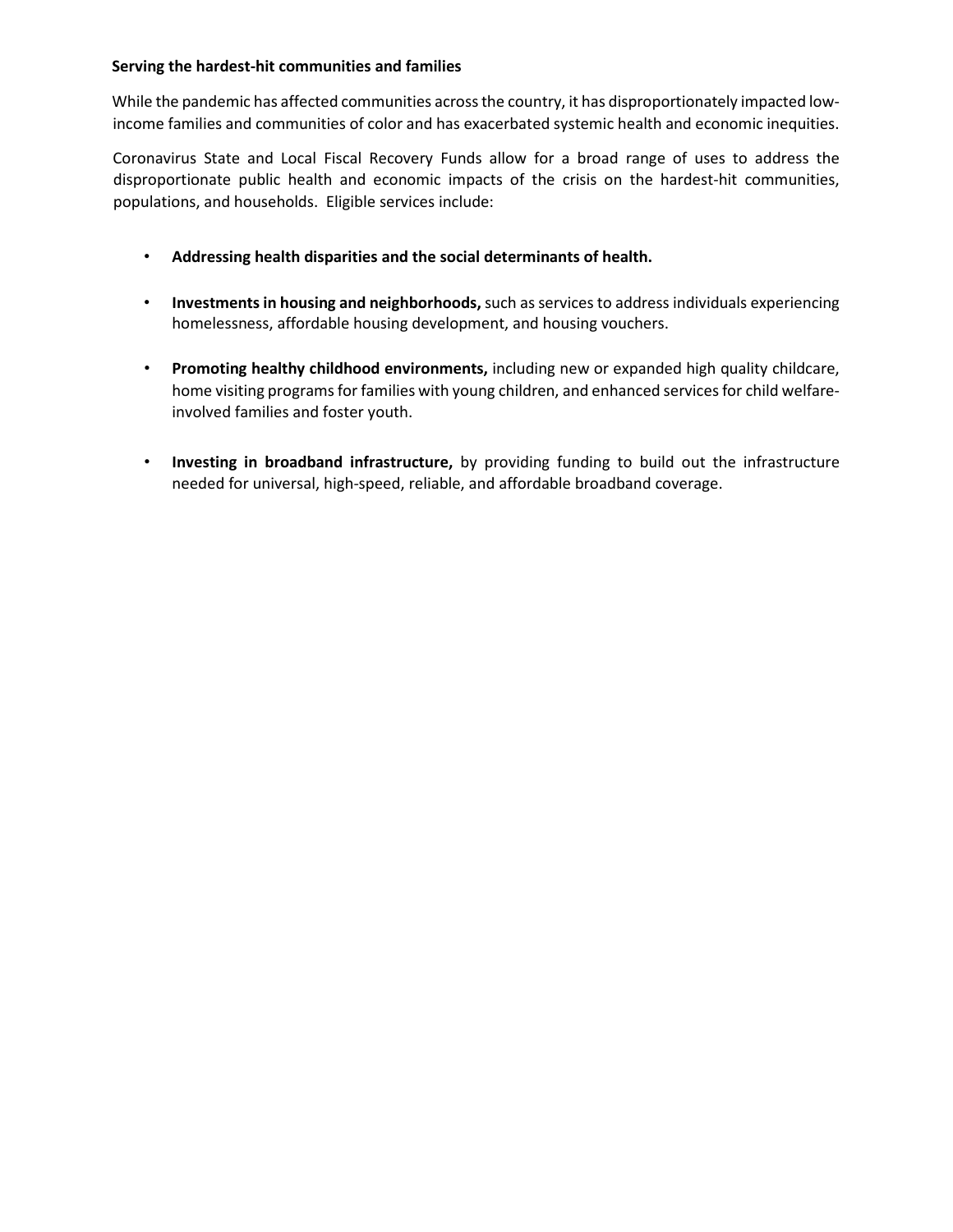**Serving the hardest-hit communities and families**

While the pandemic has affected communities across the country, it has disproportionately impacted low-income families and communities of color and has exacerbated systemic health and economic inequities.

Coronavirus State and Local Fiscal Recovery Funds allow for a broad range of uses to address the disproportionate public health and economic impacts of the crisis on the hardest-hit communities, populations, and households. Eligible services include:

- **Addressing health disparities and the social determinants of health.**
- **Investments in housing and neighborhoods,** such as services to address individuals experiencing homelessness, affordable housing development, and housing vouchers.
- **Promoting healthy childhood environments,** including new or expanded high quality childcare, home visiting programs for families with young children, and enhanced services for child welfare-involved families and foster youth.
- **Investing in broadband infrastructure,** by providing funding to build out the infrastructure needed for universal, high-speed, reliable, and affordable broadband coverage.